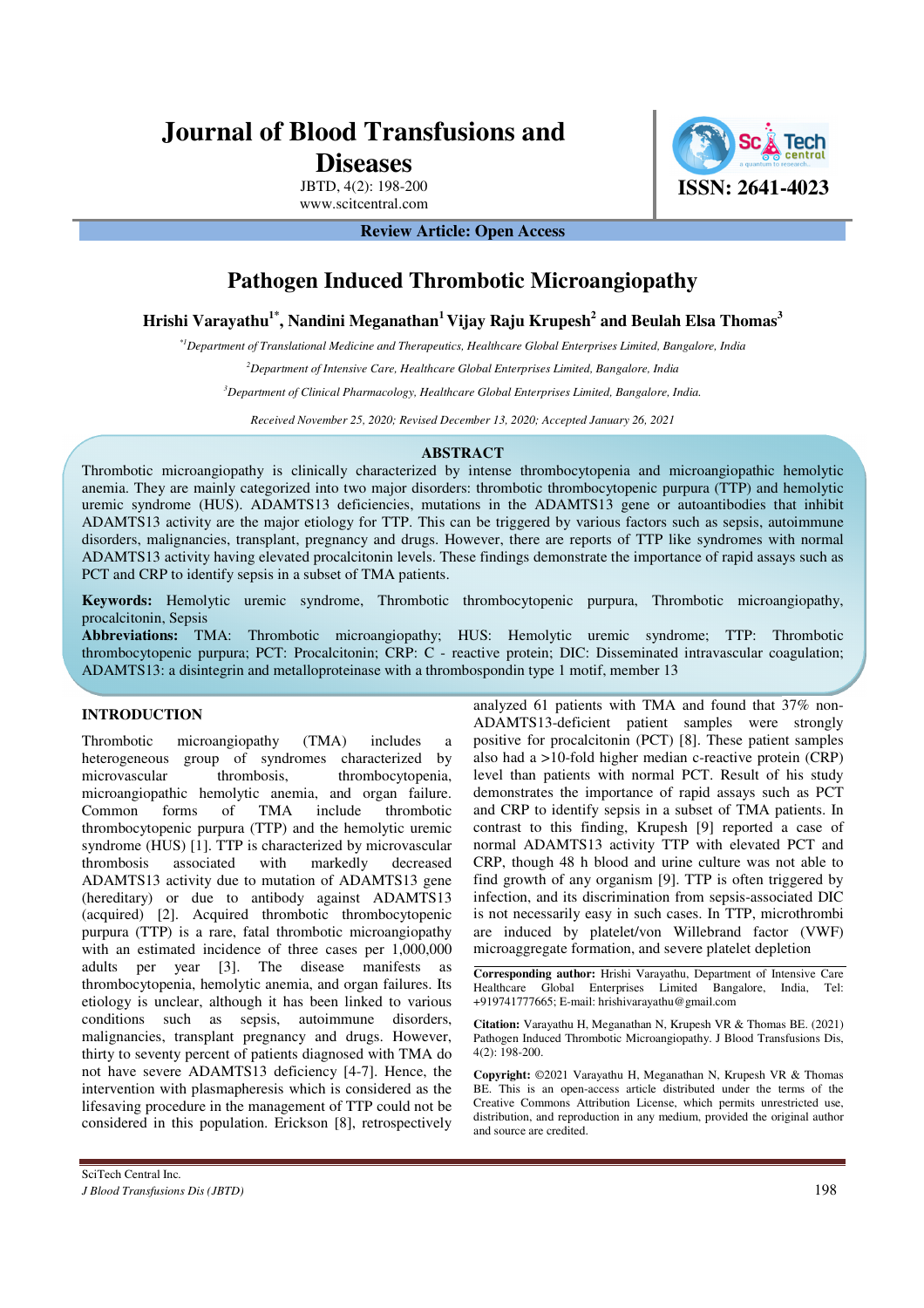# Journal of Blood Transfusions and Diseases

JBTD, 4(2): 198-200
www.scitcentral.com

ISSN: 2641-4023

**Review Article: Open Access**

## Pathogen Induced Thrombotic Microangiopathy

**Hrishi Varayathu[1*], Nandini Meganathan[1] Vijay Raju Krupesh[2] and Beulah Elsa Thomas[3]**

*[*1]Department of Translational Medicine and Therapeutics, Healthcare Global Enterprises Limited, Bangalore, India*

*[2]Department of Intensive Care, Healthcare Global Enterprises Limited, Bangalore, India*

*[3]Department of Clinical Pharmacology, Healthcare Global Enterprises Limited, Bangalore, India.*

*Received November 25, 2020; Revised December 13, 2020; Accepted January 26, 2021*

### ABSTRACT

Thrombotic microangiopathy is clinically characterized by intense thrombocytopenia and microangiopathic hemolytic anemia. They are mainly categorized into two major disorders: thrombotic thrombocytopenic purpura (TTP) and hemolytic uremic syndrome (HUS). ADAMTS13 deficiencies, mutations in the ADAMTS13 gene or autoantibodies that inhibit ADAMTS13 activity are the major etiology for TTP. This can be triggered by various factors such as sepsis, autoimmune disorders, malignancies, transplant, pregnancy and drugs. However, there are reports of TTP like syndromes with normal ADAMTS13 activity having elevated procalcitonin levels. These findings demonstrate the importance of rapid assays such as PCT and CRP to identify sepsis in a subset of TMA patients.

**Keywords:** Hemolytic uremic syndrome, Thrombotic thrombocytopenic purpura, Thrombotic microangiopathy, procalcitonin, Sepsis

**Abbreviations:** TMA: Thrombotic microangiopathy; HUS: Hemolytic uremic syndrome; TTP: Thrombotic thrombocytopenic purpura; PCT: Procalcitonin; CRP: C - reactive protein; DIC: Disseminated intravascular coagulation; ADAMTS13: a disintegrin and metalloproteinase with a thrombospondin type 1 motif, member 13

### INTRODUCTION

Thrombotic microangiopathy (TMA) includes a heterogeneous group of syndromes characterized by microvascular thrombosis, thrombocytopenia, microangiopathic hemolytic anemia, and organ failure. Common forms of TMA include thrombotic thrombocytopenic purpura (TTP) and the hemolytic uremic syndrome (HUS) [1]. TTP is characterized by microvascular thrombosis associated with markedly decreased ADAMTS13 activity due to mutation of ADAMTS13 gene (hereditary) or due to antibody against ADAMTS13 (acquired) [2]. Acquired thrombotic thrombocytopenic purpura (TTP) is a rare, fatal thrombotic microangiopathy with an estimated incidence of three cases per 1,000,000 adults per year [3]. The disease manifests as thrombocytopenia, hemolytic anemia, and organ failures. Its etiology is unclear, although it has been linked to various conditions such as sepsis, autoimmune disorders, malignancies, transplant pregnancy and drugs. However, thirty to seventy percent of patients diagnosed with TMA do not have severe ADAMTS13 deficiency [4-7]. Hence, the intervention with plasmapheresis which is considered as the lifesaving procedure in the management of TTP could not be considered in this population. Erickson [8], retrospectively analyzed 61 patients with TMA and found that 37% non-ADAMTS13-deficient patient samples were strongly positive for procalcitonin (PCT) [8]. These patient samples also had a >10-fold higher median c-reactive protein (CRP) level than patients with normal PCT. Result of his study demonstrates the importance of rapid assays such as PCT and CRP to identify sepsis in a subset of TMA patients. In contrast to this finding, Krupesh [9] reported a case of normal ADAMTS13 activity TTP with elevated PCT and CRP, though 48 h blood and urine culture was not able to find growth of any organism [9]. TTP is often triggered by infection, and its discrimination from sepsis-associated DIC is not necessarily easy in such cases. In TTP, microthrombi are induced by platelet/von Willebrand factor (VWF) microaggregate formation, and severe platelet depletion

**Corresponding author:** Hrishi Varayathu, Department of Intensive Care Healthcare Global Enterprises Limited Bangalore, India, Tel: +919741777665; E-mail: hrishivarayathu@gmail.com

**Citation:** Varayathu H, Meganathan N, Krupesh VR & Thomas BE. (2021) Pathogen Induced Thrombotic Microangiopathy. J Blood Transfusions Dis, 4(2): 198-200.

**Copyright:** ©2021 Varayathu H, Meganathan N, Krupesh VR & Thomas BE. This is an open-access article distributed under the terms of the Creative Commons Attribution License, which permits unrestricted use, distribution, and reproduction in any medium, provided the original author and source are credited.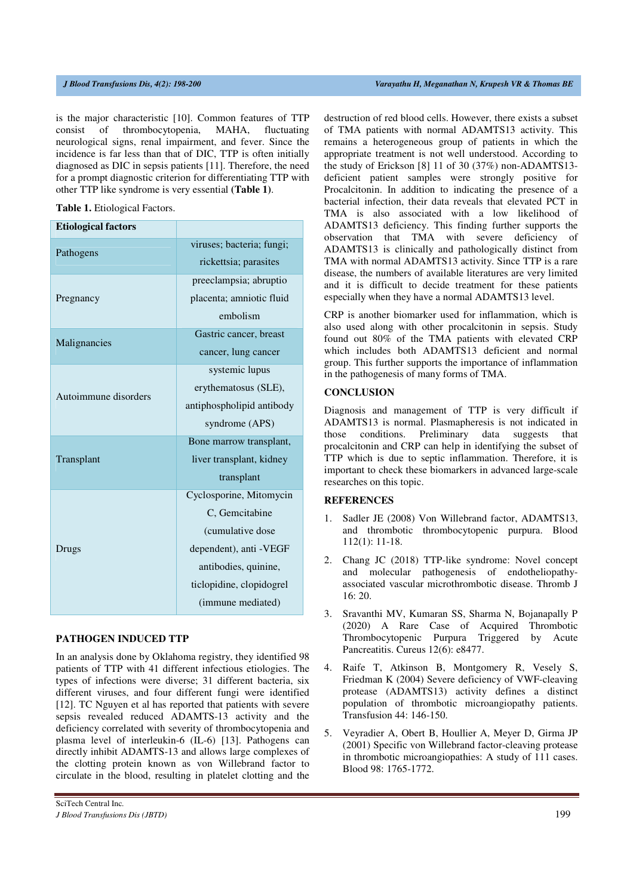is the major characteristic [10]. Common features of TTP consist of thrombocytopenia, MAHA, fluctuating neurological signs, renal impairment, and fever. Since the incidence is far less than that of DIC, TTP is often initially diagnosed as DIC in sepsis patients [11]. Therefore, the need for a prompt diagnostic criterion for differentiating TTP with other TTP like syndrome is very essential **(Table 1)**.

**Table 1.** Etiological Factors.

| Etiological factors | |
|---|---|
| Pathogens | viruses; bacteria; fungi; rickettsia; parasites |
| Pregnancy | preeclampsia; abruptio placenta; amniotic fluid embolism |
| Malignancies | Gastric cancer, breast cancer, lung cancer |
| Autoimmune disorders | systemic lupus erythematosus (SLE), antiphospholipid antibody syndrome (APS) |
| Transplant | Bone marrow transplant, liver transplant, kidney transplant |
| Drugs | Cyclosporine, Mitomycin C, Gemcitabine (cumulative dose dependent), anti -VEGF antibodies, quinine, ticlopidine, clopidogrel (immune mediated) |

## PATHOGEN INDUCED TTP

In an analysis done by Oklahoma registry, they identified 98 patients of TTP with 41 different infectious etiologies. The types of infections were diverse; 31 different bacteria, six different viruses, and four different fungi were identified [12]. TC Nguyen et al has reported that patients with severe sepsis revealed reduced ADAMTS-13 activity and the deficiency correlated with severity of thrombocytopenia and plasma level of interleukin-6 (IL-6) [13]. Pathogens can directly inhibit ADAMTS-13 and allows large complexes of the clotting protein known as von Willebrand factor to circulate in the blood, resulting in platelet clotting and the destruction of red blood cells. However, there exists a subset of TMA patients with normal ADAMTS13 activity. This remains a heterogeneous group of patients in which the appropriate treatment is not well understood. According to the study of Erickson [8] 11 of 30 (37%) non-ADAMTS13-deficient patient samples were strongly positive for Procalcitonin. In addition to indicating the presence of a bacterial infection, their data reveals that elevated PCT in TMA is also associated with a low likelihood of ADAMTS13 deficiency. This finding further supports the observation that TMA with severe deficiency of ADAMTS13 is clinically and pathologically distinct from TMA with normal ADAMTS13 activity. Since TTP is a rare disease, the numbers of available literatures are very limited and it is difficult to decide treatment for these patients especially when they have a normal ADAMTS13 level.

CRP is another biomarker used for inflammation, which is also used along with other procalcitonin in sepsis. Study found out 80% of the TMA patients with elevated CRP which includes both ADAMTS13 deficient and normal group. This further supports the importance of inflammation in the pathogenesis of many forms of TMA.

## CONCLUSION

Diagnosis and management of TTP is very difficult if ADAMTS13 is normal. Plasmapheresis is not indicated in those conditions. Preliminary data suggests that procalcitonin and CRP can help in identifying the subset of TTP which is due to septic inflammation. Therefore, it is important to check these biomarkers in advanced large-scale researches on this topic.

## REFERENCES

1. Sadler JE (2008) Von Willebrand factor, ADAMTS13, and thrombotic thrombocytopenic purpura. Blood 112(1): 11-18.
2. Chang JC (2018) TTP-like syndrome: Novel concept and molecular pathogenesis of endotheliopathy-associated vascular microthrombotic disease. Thromb J 16: 20.
3. Sravanthi MV, Kumaran SS, Sharma N, Bojanapally P (2020) A Rare Case of Acquired Thrombotic Thrombocytopenic Purpura Triggered by Acute Pancreatitis. Cureus 12(6): e8477.
4. Raife T, Atkinson B, Montgomery R, Vesely S, Friedman K (2004) Severe deficiency of VWF-cleaving protease (ADAMTS13) activity defines a distinct population of thrombotic microangiopathy patients. Transfusion 44: 146-150.
5. Veyradier A, Obert B, Houllier A, Meyer D, Girma JP (2001) Specific von Willebrand factor-cleaving protease in thrombotic microangiopathies: A study of 111 cases. Blood 98: 1765-1772.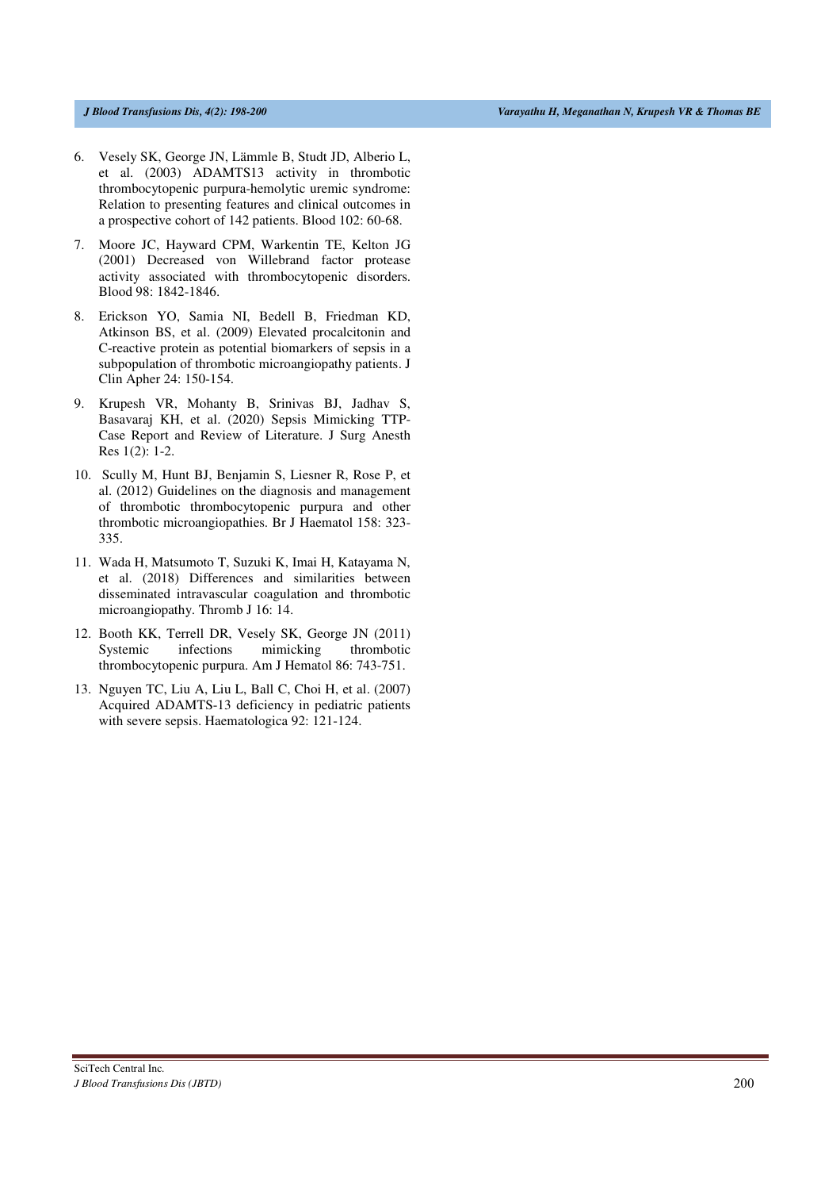6. Vesely SK, George JN, Lämmle B, Studt JD, Alberio L, et al. (2003) ADAMTS13 activity in thrombotic thrombocytopenic purpura-hemolytic uremic syndrome: Relation to presenting features and clinical outcomes in a prospective cohort of 142 patients. Blood 102: 60-68.

7. Moore JC, Hayward CPM, Warkentin TE, Kelton JG (2001) Decreased von Willebrand factor protease activity associated with thrombocytopenic disorders. Blood 98: 1842-1846.

8. Erickson YO, Samia NI, Bedell B, Friedman KD, Atkinson BS, et al. (2009) Elevated procalcitonin and C-reactive protein as potential biomarkers of sepsis in a subpopulation of thrombotic microangiopathy patients. J Clin Apher 24: 150-154.

9. Krupesh VR, Mohanty B, Srinivas BJ, Jadhav S, Basavaraj KH, et al. (2020) Sepsis Mimicking TTP-Case Report and Review of Literature. J Surg Anesth Res 1(2): 1-2.

10. Scully M, Hunt BJ, Benjamin S, Liesner R, Rose P, et al. (2012) Guidelines on the diagnosis and management of thrombotic thrombocytopenic purpura and other thrombotic microangiopathies. Br J Haematol 158: 323-335.

11. Wada H, Matsumoto T, Suzuki K, Imai H, Katayama N, et al. (2018) Differences and similarities between disseminated intravascular coagulation and thrombotic microangiopathy. Thromb J 16: 14.

12. Booth KK, Terrell DR, Vesely SK, George JN (2011) Systemic infections mimicking thrombotic thrombocytopenic purpura. Am J Hematol 86: 743-751.

13. Nguyen TC, Liu A, Liu L, Ball C, Choi H, et al. (2007) Acquired ADAMTS-13 deficiency in pediatric patients with severe sepsis. Haematologica 92: 121-124.